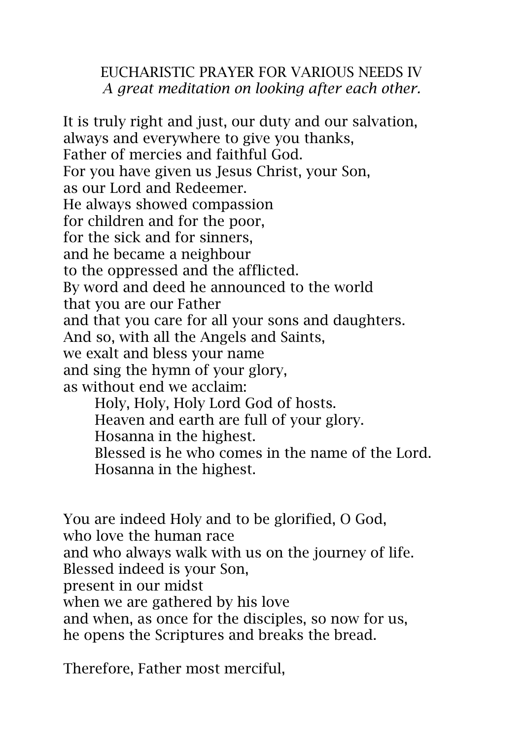# EUCHARISTIC PRAYER FOR VARIOUS NEEDS IV

*A great meditation on looking after each other.*

It is truly right and just, our duty and our salvation,
always and everywhere to give you thanks,
Father of mercies and faithful God.
For you have given us Jesus Christ, your Son,
as our Lord and Redeemer.
He always showed compassion
for children and for the poor,
for the sick and for sinners,
and he became a neighbour
to the oppressed and the afflicted.
By word and deed he announced to the world
that you are our Father
and that you care for all your sons and daughters.
And so, with all the Angels and Saints,
we exalt and bless your name
and sing the hymn of your glory,
as without end we acclaim:

> Holy, Holy, Holy Lord God of hosts.
> Heaven and earth are full of your glory.
> Hosanna in the highest.
> Blessed is he who comes in the name of the Lord.
> Hosanna in the highest.

You are indeed Holy and to be glorified, O God,
who love the human race
and who always walk with us on the journey of life.
Blessed indeed is your Son,
present in our midst
when we are gathered by his love
and when, as once for the disciples, so now for us,
he opens the Scriptures and breaks the bread.

Therefore, Father most merciful,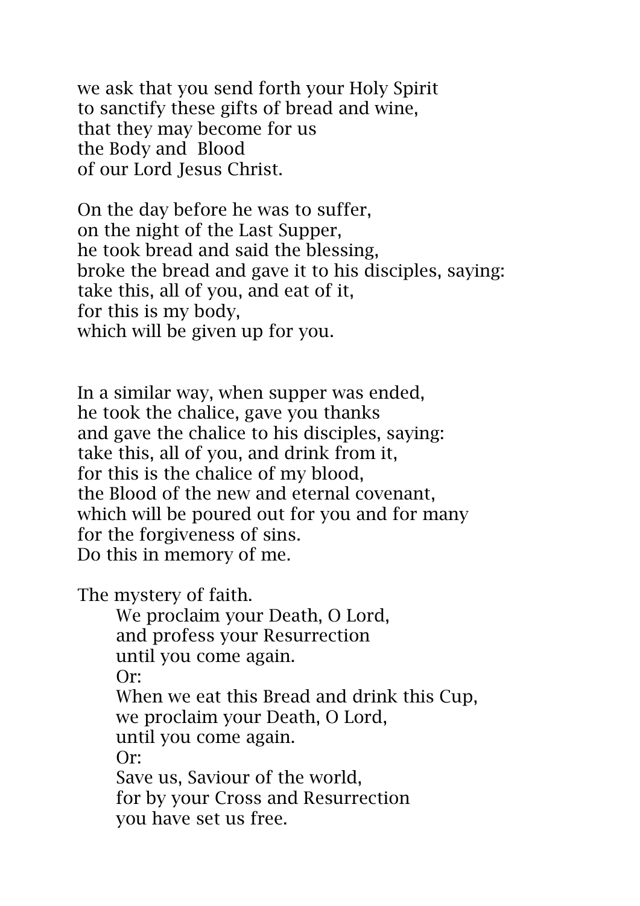we ask that you send forth your Holy Spirit  
to sanctify these gifts of bread and wine,  
that they may become for us  
the Body and Blood  
of our Lord Jesus Christ.

On the day before he was to suffer,  
on the night of the Last Supper,  
he took bread and said the blessing,  
broke the bread and gave it to his disciples, saying:  
take this, all of you, and eat of it,  
for this is my body,  
which will be given up for you.

In a similar way, when supper was ended,  
he took the chalice, gave you thanks  
and gave the chalice to his disciples, saying:  
take this, all of you, and drink from it,  
for this is the chalice of my blood,  
the Blood of the new and eternal covenant,  
which will be poured out for you and for many  
for the forgiveness of sins.  
Do this in memory of me.

The mystery of faith.

> We proclaim your Death, O Lord,  
> and profess your Resurrection  
> until you come again.  
> Or:  
> When we eat this Bread and drink this Cup,  
> we proclaim your Death, O Lord,  
> until you come again.  
> Or:  
> Save us, Saviour of the world,  
> for by your Cross and Resurrection  
> you have set us free.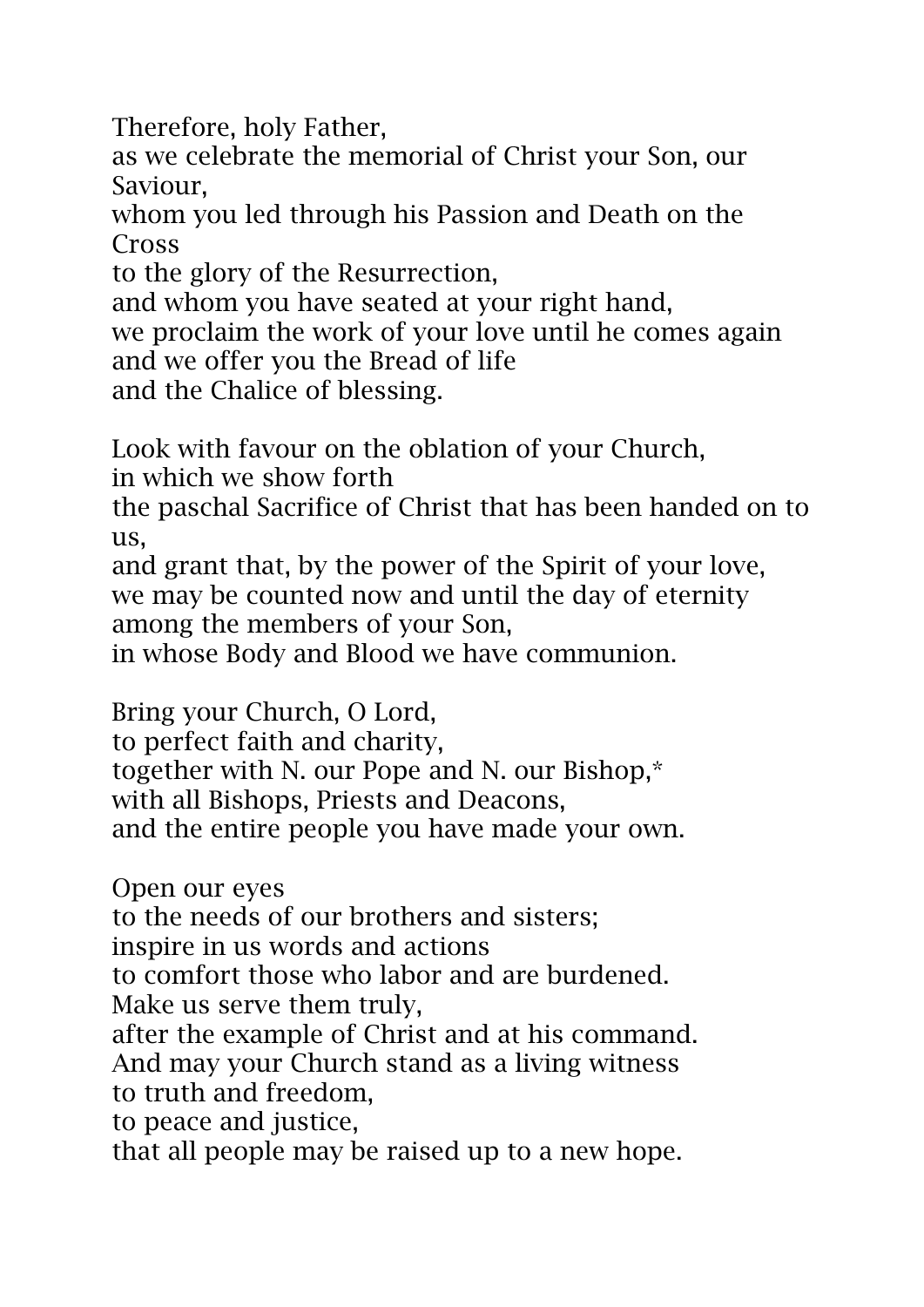Therefore, holy Father,
as we celebrate the memorial of Christ your Son, our Saviour,
whom you led through his Passion and Death on the Cross
to the glory of the Resurrection,
and whom you have seated at your right hand,
we proclaim the work of your love until he comes again
and we offer you the Bread of life
and the Chalice of blessing.

Look with favour on the oblation of your Church,
in which we show forth
the paschal Sacrifice of Christ that has been handed on to us,
and grant that, by the power of the Spirit of your love,
we may be counted now and until the day of eternity
among the members of your Son,
in whose Body and Blood we have communion.

Bring your Church, O Lord,
to perfect faith and charity,
together with N. our Pope and N. our Bishop,*
with all Bishops, Priests and Deacons,
and the entire people you have made your own.

Open our eyes
to the needs of our brothers and sisters;
inspire in us words and actions
to comfort those who labor and are burdened.
Make us serve them truly,
after the example of Christ and at his command.
And may your Church stand as a living witness
to truth and freedom,
to peace and justice,
that all people may be raised up to a new hope.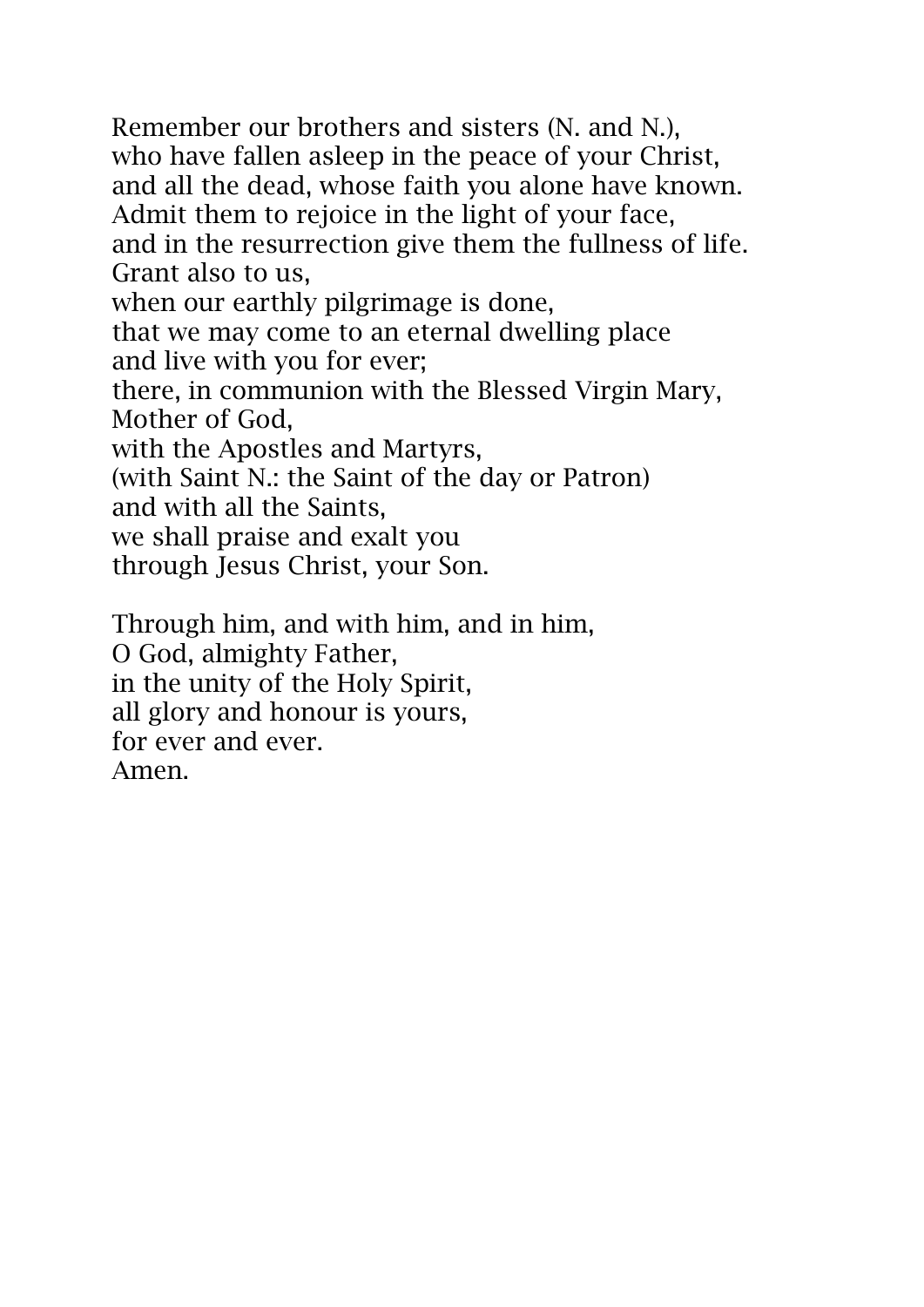Remember our brothers and sisters (N. and N.),
who have fallen asleep in the peace of your Christ,
and all the dead, whose faith you alone have known.
Admit them to rejoice in the light of your face,
and in the resurrection give them the fullness of life.
Grant also to us,
when our earthly pilgrimage is done,
that we may come to an eternal dwelling place
and live with you for ever;
there, in communion with the Blessed Virgin Mary,
Mother of God,
with the Apostles and Martyrs,
(with Saint N.: the Saint of the day or Patron)
and with all the Saints,
we shall praise and exalt you
through Jesus Christ, your Son.

Through him, and with him, and in him,
O God, almighty Father,
in the unity of the Holy Spirit,
all glory and honour is yours,
for ever and ever.
Amen.